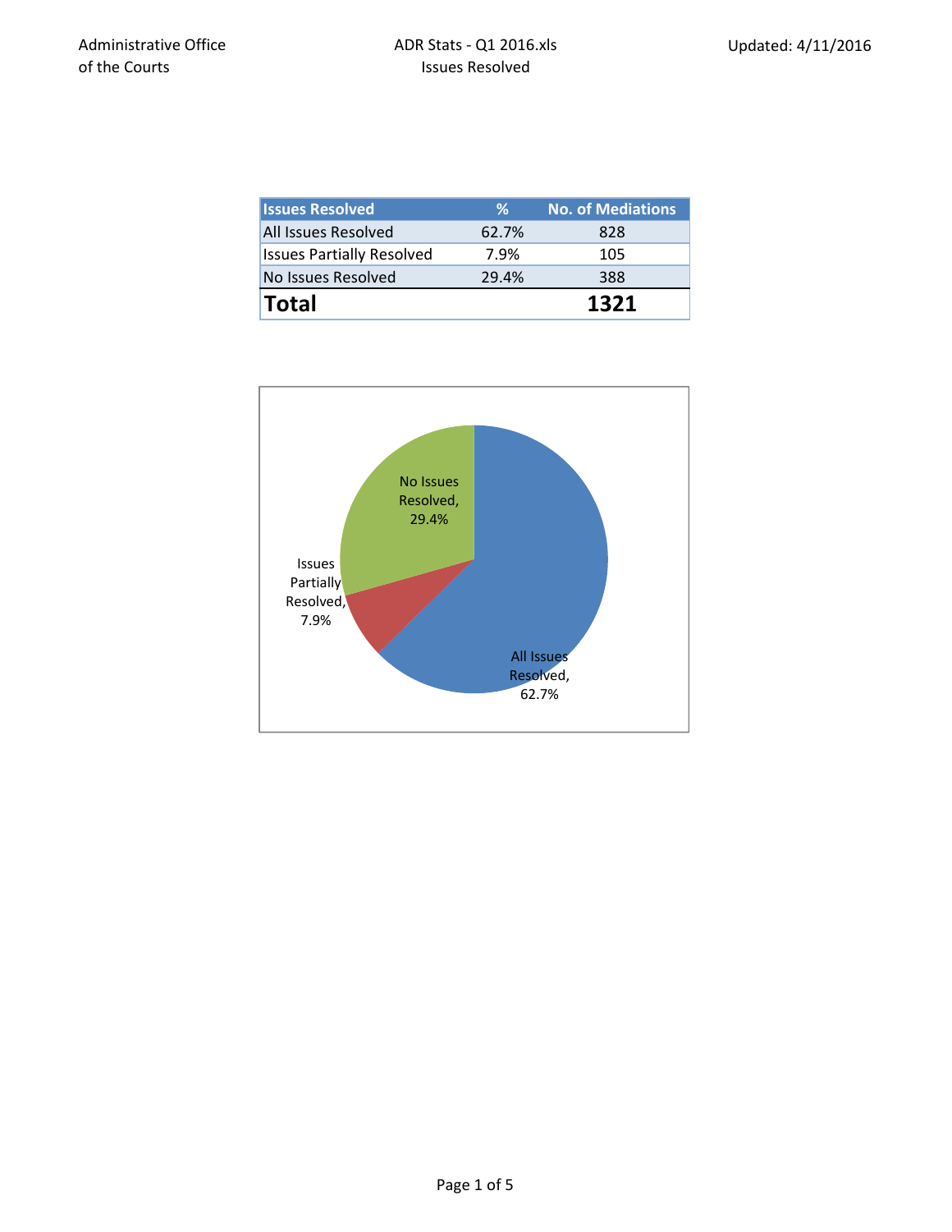Administrative Office of the Courts

ADR Stats - Q1 2016.xls

Issues Resolved

Updated: 4/11/2016

| Issues Resolved | % | No. of Mediations |
|---|---|---|
| All Issues Resolved | 62.7% | 828 |
| Issues Partially Resolved | 7.9% | 105 |
| No Issues Resolved | 29.4% | 388 |
| **Total** | | **1321** |

No Issues Resolved, 29.4%

Issues Partially Resolved, 7.9%

All Issues Resolved, 62.7%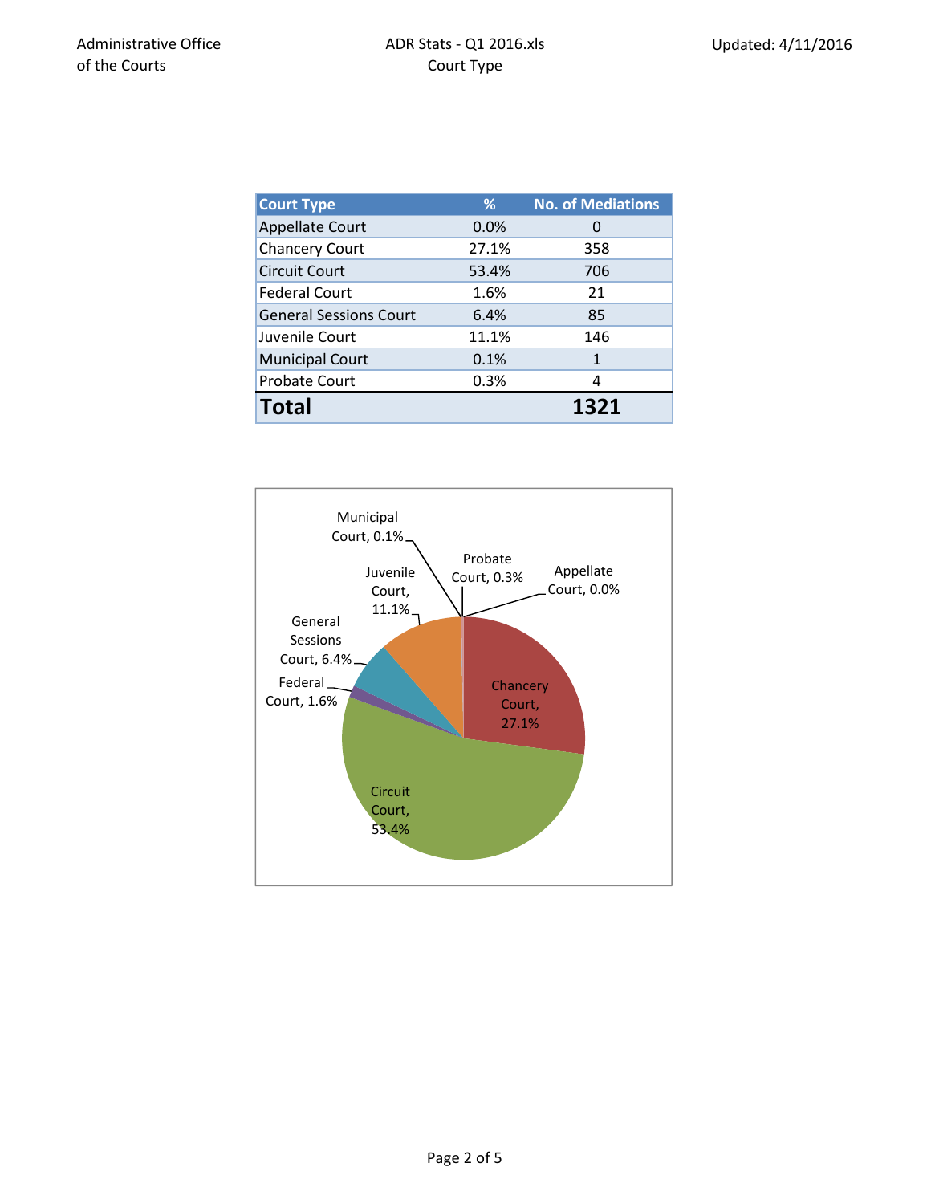Administrative Office of the Courts

ADR Stats - Q1 2016.xls
Court Type

Updated: 4/11/2016

| Court Type | % | No. of Mediations |
|---|---|---|
| Appellate Court | 0.0% | 0 |
| Chancery Court | 27.1% | 358 |
| Circuit Court | 53.4% | 706 |
| Federal Court | 1.6% | 21 |
| General Sessions Court | 6.4% | 85 |
| Juvenile Court | 11.1% | 146 |
| Municipal Court | 0.1% | 1 |
| Probate Court | 0.3% | 4 |
| **Total** | | **1321** |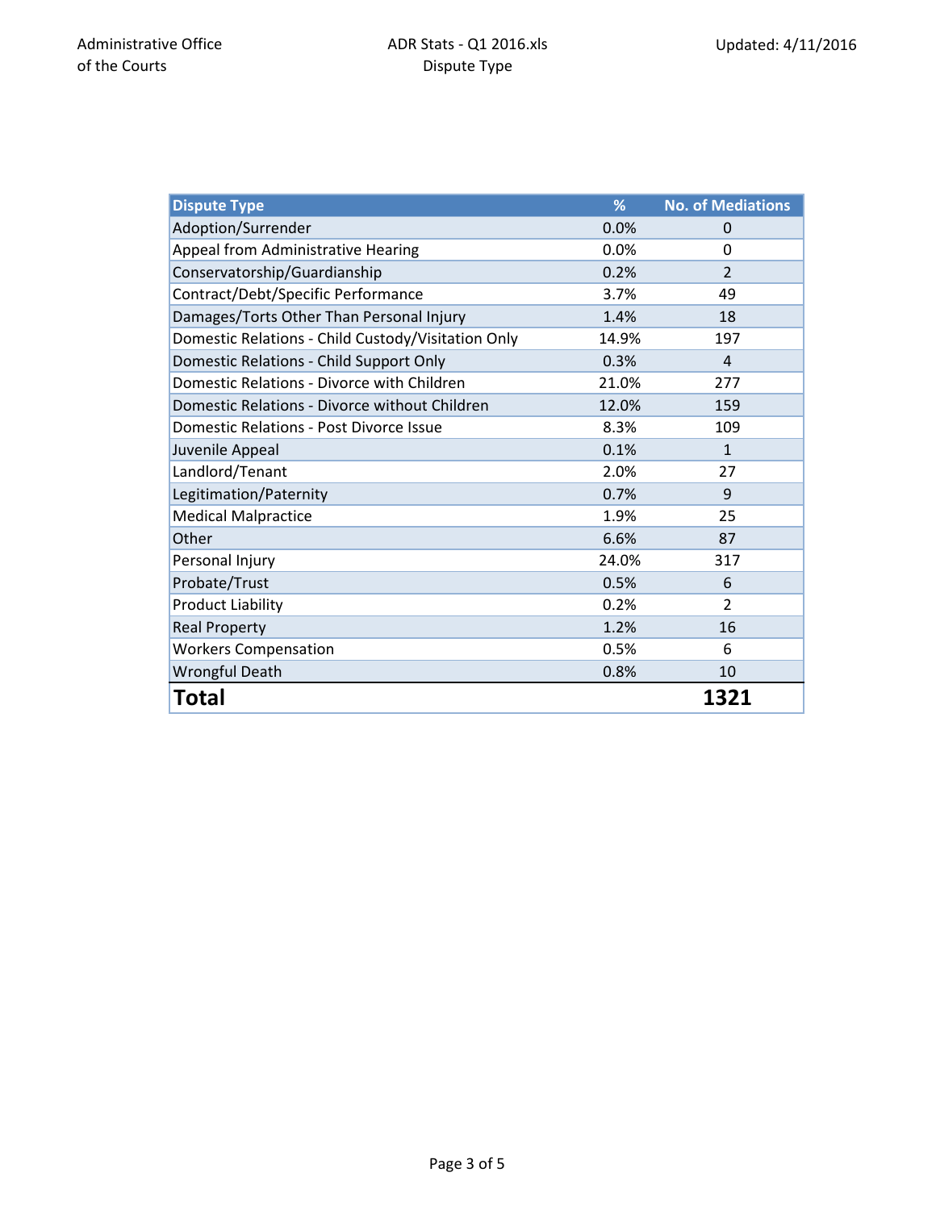| Dispute Type | % | No. of Mediations |
|---|---|---|
| Adoption/Surrender | 0.0% | 0 |
| Appeal from Administrative Hearing | 0.0% | 0 |
| Conservatorship/Guardianship | 0.2% | 2 |
| Contract/Debt/Specific Performance | 3.7% | 49 |
| Damages/Torts Other Than Personal Injury | 1.4% | 18 |
| Domestic Relations - Child Custody/Visitation Only | 14.9% | 197 |
| Domestic Relations - Child Support Only | 0.3% | 4 |
| Domestic Relations - Divorce with Children | 21.0% | 277 |
| Domestic Relations - Divorce without Children | 12.0% | 159 |
| Domestic Relations - Post Divorce Issue | 8.3% | 109 |
| Juvenile Appeal | 0.1% | 1 |
| Landlord/Tenant | 2.0% | 27 |
| Legitimation/Paternity | 0.7% | 9 |
| Medical Malpractice | 1.9% | 25 |
| Other | 6.6% | 87 |
| Personal Injury | 24.0% | 317 |
| Probate/Trust | 0.5% | 6 |
| Product Liability | 0.2% | 2 |
| Real Property | 1.2% | 16 |
| Workers Compensation | 0.5% | 6 |
| Wrongful Death | 0.8% | 10 |
| **Total** | | **1321** |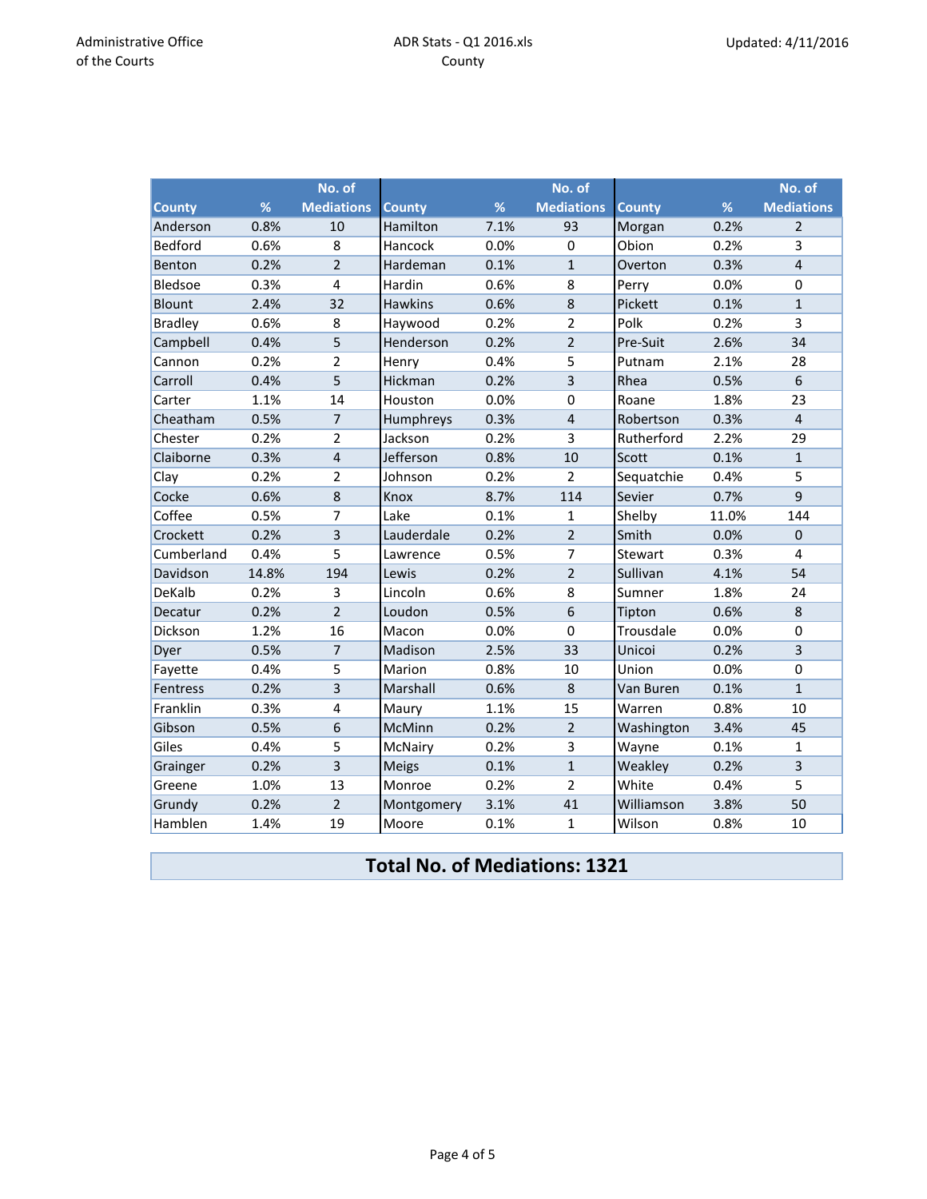Administrative Office of the Courts

ADR Stats - Q1 2016.xls
County

Updated: 4/11/2016

| County | % | No. of Mediations | County | % | No. of Mediations | County | % | No. of Mediations |
|---|---|---|---|---|---|---|---|---|
| Anderson | 0.8% | 10 | Hamilton | 7.1% | 93 | Morgan | 0.2% | 2 |
| Bedford | 0.6% | 8 | Hancock | 0.0% | 0 | Obion | 0.2% | 3 |
| Benton | 0.2% | 2 | Hardeman | 0.1% | 1 | Overton | 0.3% | 4 |
| Bledsoe | 0.3% | 4 | Hardin | 0.6% | 8 | Perry | 0.0% | 0 |
| Blount | 2.4% | 32 | Hawkins | 0.6% | 8 | Pickett | 0.1% | 1 |
| Bradley | 0.6% | 8 | Haywood | 0.2% | 2 | Polk | 0.2% | 3 |
| Campbell | 0.4% | 5 | Henderson | 0.2% | 2 | Pre-Suit | 2.6% | 34 |
| Cannon | 0.2% | 2 | Henry | 0.4% | 5 | Putnam | 2.1% | 28 |
| Carroll | 0.4% | 5 | Hickman | 0.2% | 3 | Rhea | 0.5% | 6 |
| Carter | 1.1% | 14 | Houston | 0.0% | 0 | Roane | 1.8% | 23 |
| Cheatham | 0.5% | 7 | Humphreys | 0.3% | 4 | Robertson | 0.3% | 4 |
| Chester | 0.2% | 2 | Jackson | 0.2% | 3 | Rutherford | 2.2% | 29 |
| Claiborne | 0.3% | 4 | Jefferson | 0.8% | 10 | Scott | 0.1% | 1 |
| Clay | 0.2% | 2 | Johnson | 0.2% | 2 | Sequatchie | 0.4% | 5 |
| Cocke | 0.6% | 8 | Knox | 8.7% | 114 | Sevier | 0.7% | 9 |
| Coffee | 0.5% | 7 | Lake | 0.1% | 1 | Shelby | 11.0% | 144 |
| Crockett | 0.2% | 3 | Lauderdale | 0.2% | 2 | Smith | 0.0% | 0 |
| Cumberland | 0.4% | 5 | Lawrence | 0.5% | 7 | Stewart | 0.3% | 4 |
| Davidson | 14.8% | 194 | Lewis | 0.2% | 2 | Sullivan | 4.1% | 54 |
| DeKalb | 0.2% | 3 | Lincoln | 0.6% | 8 | Sumner | 1.8% | 24 |
| Decatur | 0.2% | 2 | Loudon | 0.5% | 6 | Tipton | 0.6% | 8 |
| Dickson | 1.2% | 16 | Macon | 0.0% | 0 | Trousdale | 0.0% | 0 |
| Dyer | 0.5% | 7 | Madison | 2.5% | 33 | Unicoi | 0.2% | 3 |
| Fayette | 0.4% | 5 | Marion | 0.8% | 10 | Union | 0.0% | 0 |
| Fentress | 0.2% | 3 | Marshall | 0.6% | 8 | Van Buren | 0.1% | 1 |
| Franklin | 0.3% | 4 | Maury | 1.1% | 15 | Warren | 0.8% | 10 |
| Gibson | 0.5% | 6 | McMinn | 0.2% | 2 | Washington | 3.4% | 45 |
| Giles | 0.4% | 5 | McNairy | 0.2% | 3 | Wayne | 0.1% | 1 |
| Grainger | 0.2% | 3 | Meigs | 0.1% | 1 | Weakley | 0.2% | 3 |
| Greene | 1.0% | 13 | Monroe | 0.2% | 2 | White | 0.4% | 5 |
| Grundy | 0.2% | 2 | Montgomery | 3.1% | 41 | Williamson | 3.8% | 50 |
| Hamblen | 1.4% | 19 | Moore | 0.1% | 1 | Wilson | 0.8% | 10 |

**Total No. of Mediations: 1321**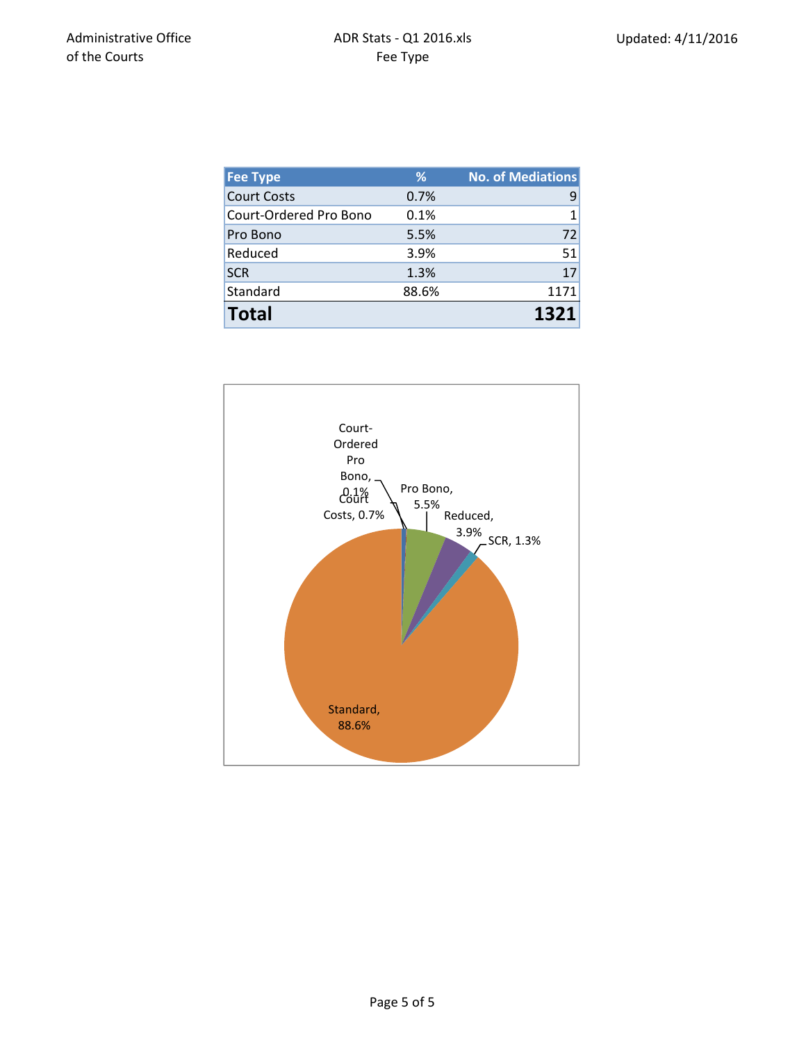| Fee Type | % | No. of Mediations |
|---|---|---|
| Court Costs | 0.7% | 9 |
| Court-Ordered Pro Bono | 0.1% | 1 |
| Pro Bono | 5.5% | 72 |
| Reduced | 3.9% | 51 |
| SCR | 1.3% | 17 |
| Standard | 88.6% | 1171 |
| **Total** | | **1321** |

Court-Ordered Pro Bono, 0.1%

Court Costs, 0.7%

Pro Bono, 5.5%

Reduced, 3.9%

SCR, 1.3%

Standard, 88.6%